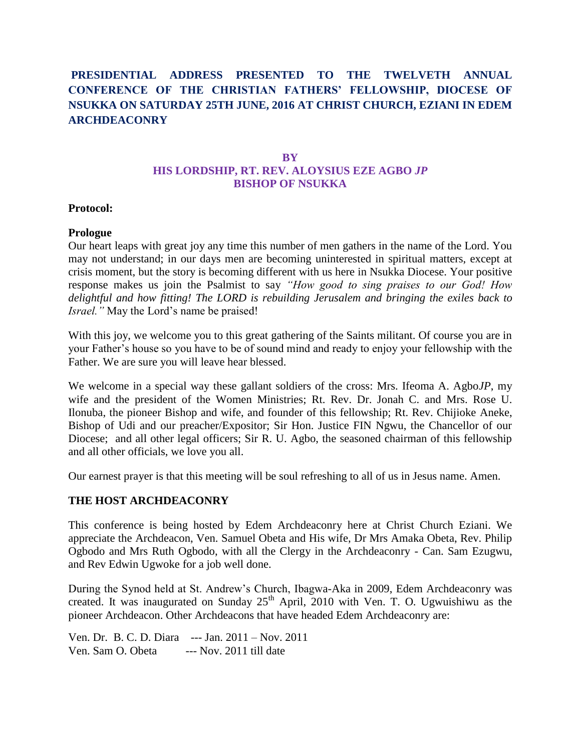# PRESIDENTIAL ADDRESS PRESENTED TO THE TWELVETH ANNUAL CONFERENCE OF THE CHRISTIAN FATHERS' FELLOWSHIP, DIOCESE OF NSUKKA ON SATURDAY 25TH JUNE, 2016 AT CHRIST CHURCH, EZIANI IN EDEM ARCHDEACONRY

**BY**

**HIS LORDSHIP, RT. REV. ALOYSIUS EZE AGBO *JP***

**BISHOP OF NSUKKA**

**Protocol:**

**Prologue**

Our heart leaps with great joy any time this number of men gathers in the name of the Lord. You may not understand; in our days men are becoming uninterested in spiritual matters, except at crisis moment, but the story is becoming different with us here in Nsukka Diocese. Your positive response makes us join the Psalmist to say *"How good to sing praises to our God! How delightful and how fitting! The LORD is rebuilding Jerusalem and bringing the exiles back to Israel."* May the Lord's name be praised!

With this joy, we welcome you to this great gathering of the Saints militant. Of course you are in your Father's house so you have to be of sound mind and ready to enjoy your fellowship with the Father. We are sure you will leave hear blessed.

We welcome in a special way these gallant soldiers of the cross: Mrs. Ifeoma A. Agbo*JP*, my wife and the president of the Women Ministries; Rt. Rev. Dr. Jonah C. and Mrs. Rose U. Ilonuba, the pioneer Bishop and wife, and founder of this fellowship; Rt. Rev. Chijioke Aneke, Bishop of Udi and our preacher/Expositor; Sir Hon. Justice FIN Ngwu, the Chancellor of our Diocese; and all other legal officers; Sir R. U. Agbo, the seasoned chairman of this fellowship and all other officials, we love you all.

Our earnest prayer is that this meeting will be soul refreshing to all of us in Jesus name. Amen.

## THE HOST ARCHDEACONRY

This conference is being hosted by Edem Archdeaconry here at Christ Church Eziani. We appreciate the Archdeacon, Ven. Samuel Obeta and His wife, Dr Mrs Amaka Obeta, Rev. Philip Ogbodo and Mrs Ruth Ogbodo, with all the Clergy in the Archdeaconry - Can. Sam Ezugwu, and Rev Edwin Ugwoke for a job well done.

During the Synod held at St. Andrew's Church, Ibagwa-Aka in 2009, Edem Archdeaconry was created. It was inaugurated on Sunday 25th April, 2010 with Ven. T. O. Ugwuishiwu as the pioneer Archdeacon. Other Archdeacons that have headed Edem Archdeaconry are:

Ven. Dr. B. C. D. Diara --- Jan. 2011 – Nov. 2011
Ven. Sam O. Obeta --- Nov. 2011 till date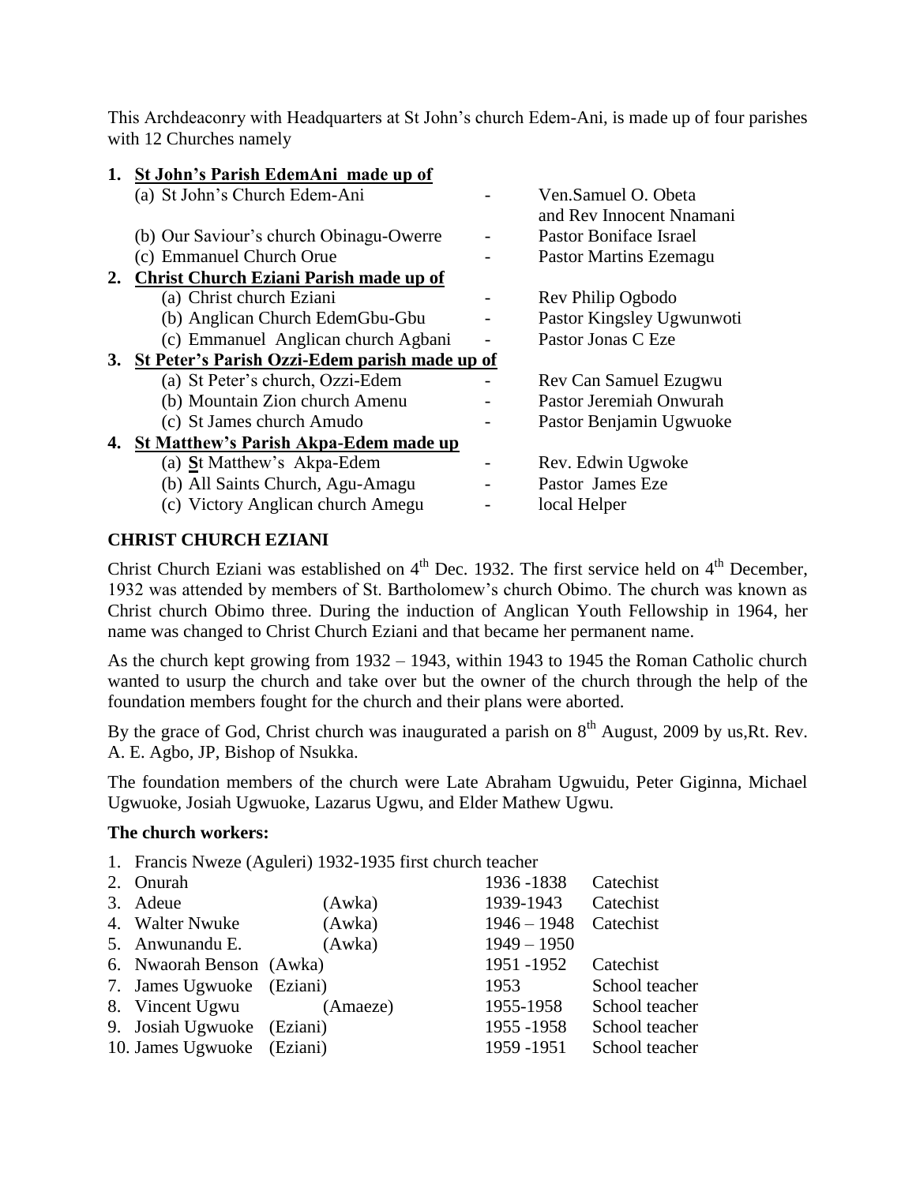This Archdeaconry with Headquarters at St John's church Edem-Ani, is made up of four parishes with 12 Churches namely

1. **St John's Parish EdemAni made up of**
   - (a) St John's Church Edem-Ani - Ven.Samuel O. Obeta and Rev Innocent Nnamani
   - (b) Our Saviour's church Obinagu-Owerre - Pastor Boniface Israel
   - (c) Emmanuel Church Orue - Pastor Martins Ezemagu
2. **Christ Church Eziani Parish made up of**
   - (a) Christ church Eziani - Rev Philip Ogbodo
   - (b) Anglican Church EdemGbu-Gbu - Pastor Kingsley Ugwunwoti
   - (c) Emmanuel Anglican church Agbani - Pastor Jonas C Eze
3. **St Peter's Parish Ozzi-Edem parish made up of**
   - (a) St Peter's church, Ozzi-Edem - Rev Can Samuel Ezugwu
   - (b) Mountain Zion church Amenu - Pastor Jeremiah Onwurah
   - (c) St James church Amudo - Pastor Benjamin Ugwuoke
4. **St Matthew's Parish Akpa-Edem made up**
   - (a) **S**t Matthew's Akpa-Edem - Rev. Edwin Ugwoke
   - (b) All Saints Church, Agu-Amagu - Pastor James Eze
   - (c) Victory Anglican church Amegu - local Helper

## CHRIST CHURCH EZIANI

Christ Church Eziani was established on 4th Dec. 1932. The first service held on 4th December, 1932 was attended by members of St. Bartholomew's church Obimo. The church was known as Christ church Obimo three. During the induction of Anglican Youth Fellowship in 1964, her name was changed to Christ Church Eziani and that became her permanent name.

As the church kept growing from 1932 – 1943, within 1943 to 1945 the Roman Catholic church wanted to usurp the church and take over but the owner of the church through the help of the foundation members fought for the church and their plans were aborted.

By the grace of God, Christ church was inaugurated a parish on 8th August, 2009 by us,Rt. Rev. A. E. Agbo, JP, Bishop of Nsukka.

The foundation members of the church were Late Abraham Ugwuidu, Peter Giginna, Michael Ugwuoke, Josiah Ugwuoke, Lazarus Ugwu, and Elder Mathew Ugwu.

**The church workers:**

1. Francis Nweze (Aguleri) 1932-1935 first church teacher

| No. | Name | Origin | Years | Role |
|---|---|---|---|---|
| 2. | Onurah | | 1936 -1838 | Catechist |
| 3. | Adeue | (Awka) | 1939-1943 | Catechist |
| 4. | Walter Nwuke | (Awka) | 1946 – 1948 | Catechist |
| 5. | Anwunandu E. | (Awka) | 1949 – 1950 | |
| 6. | Nwaorah Benson | (Awka) | 1951 -1952 | Catechist |
| 7. | James Ugwuoke | (Eziani) | 1953 | School teacher |
| 8. | Vincent Ugwu | (Amaeze) | 1955-1958 | School teacher |
| 9. | Josiah Ugwuoke | (Eziani) | 1955 -1958 | School teacher |
| 10. | James Ugwuoke | (Eziani) | 1959 -1951 | School teacher |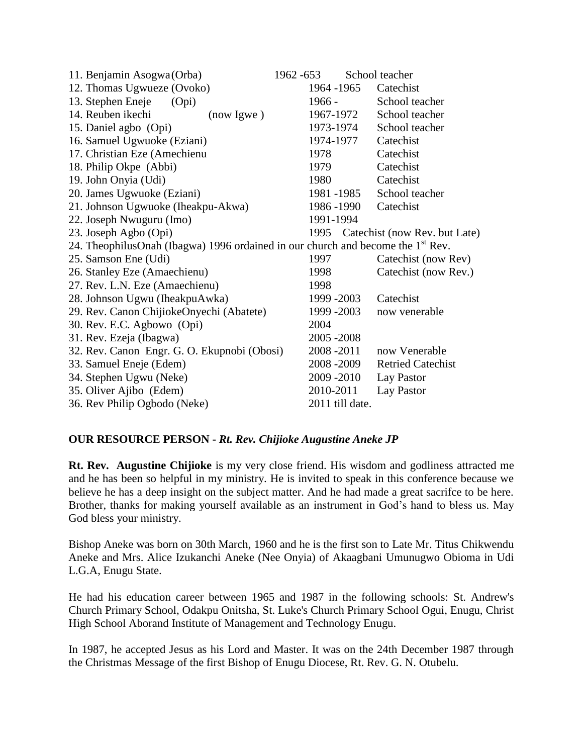| | | |
|---|---|---|
| 11. Benjamin Asogwa(Orba) | 1962 -653 | School teacher |
| 12. Thomas Ugwueze (Ovoko) | 1964 -1965 | Catechist |
| 13. Stephen Eneje (Opi) | 1966 - | School teacher |
| 14. Reuben ikechi (now Igwe ) | 1967-1972 | School teacher |
| 15. Daniel agbo (Opi) | 1973-1974 | School teacher |
| 16. Samuel Ugwuoke (Eziani) | 1974-1977 | Catechist |
| 17. Christian Eze (Amechienu | 1978 | Catechist |
| 18. Philip Okpe (Abbi) | 1979 | Catechist |
| 19. John Onyia (Udi) | 1980 | Catechist |
| 20. James Ugwuoke (Eziani) | 1981 -1985 | School teacher |
| 21. Johnson Ugwuoke (Iheakpu-Akwa) | 1986 -1990 | Catechist |
| 22. Joseph Nwuguru (Imo) | 1991-1994 | |
| 23. Joseph Agbo (Opi) | 1995 | Catechist (now Rev. but Late) |

24. TheophilusOnah (Ibagwa) 1996 ordained in our church and become the 1st Rev.

| | | |
|---|---|---|
| 25. Samson Ene (Udi) | 1997 | Catechist (now Rev) |
| 26. Stanley Eze (Amaechienu) | 1998 | Catechist (now Rev.) |
| 27. Rev. L.N. Eze (Amaechienu) | 1998 | |
| 28. Johnson Ugwu (IheakpuAwka) | 1999 -2003 | Catechist |
| 29. Rev. Canon ChijiokeOnyechi (Abatete) | 1999 -2003 | now venerable |
| 30. Rev. E.C. Agbowo (Opi) | 2004 | |
| 31. Rev. Ezeja (Ibagwa) | 2005 -2008 | |
| 32. Rev. Canon Engr. G. O. Ekupnobi (Obosi) | 2008 -2011 | now Venerable |
| 33. Samuel Eneje (Edem) | 2008 -2009 | Retried Catechist |
| 34. Stephen Ugwu (Neke) | 2009 -2010 | Lay Pastor |
| 35. Oliver Ajibo (Edem) | 2010-2011 | Lay Pastor |
| 36. Rev Philip Ogbodo (Neke) | 2011 till date. | |

**OUR RESOURCE PERSON - *Rt. Rev. Chijioke Augustine Aneke JP***

**Rt. Rev. Augustine Chijioke** is my very close friend. His wisdom and godliness attracted me and he has been so helpful in my ministry. He is invited to speak in this conference because we believe he has a deep insight on the subject matter. And he had made a great sacrifce to be here. Brother, thanks for making yourself available as an instrument in God's hand to bless us. May God bless your ministry.

Bishop Aneke was born on 30th March, 1960 and he is the first son to Late Mr. Titus Chikwendu Aneke and Mrs. Alice Izukanchi Aneke (Nee Onyia) of Akaagbani Umunugwo Obioma in Udi L.G.A, Enugu State.

He had his education career between 1965 and 1987 in the following schools: St. Andrew's Church Primary School, Odakpu Onitsha, St. Luke's Church Primary School Ogui, Enugu, Christ High School Aborand Institute of Management and Technology Enugu.

In 1987, he accepted Jesus as his Lord and Master. It was on the 24th December 1987 through the Christmas Message of the first Bishop of Enugu Diocese, Rt. Rev. G. N. Otubelu.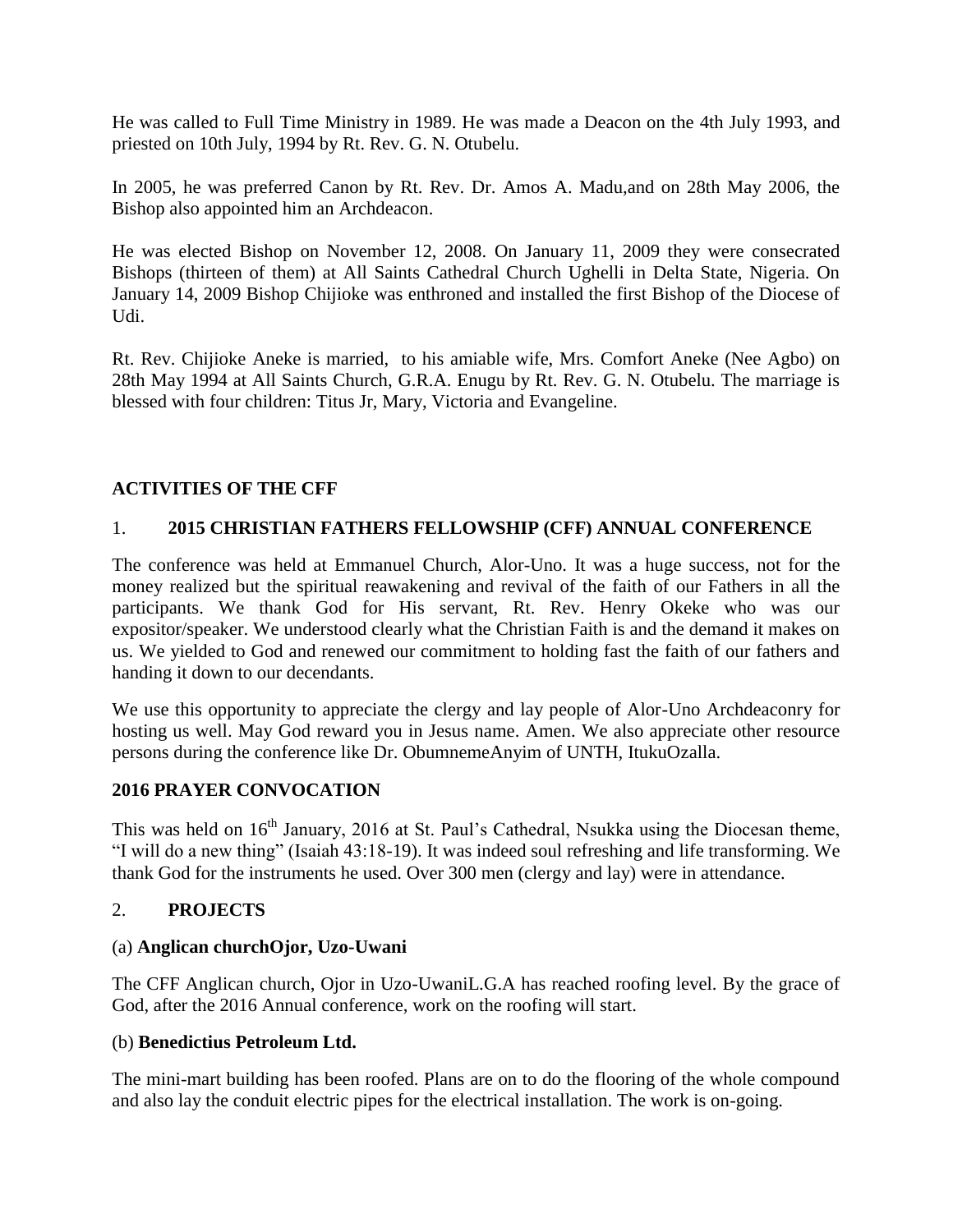He was called to Full Time Ministry in 1989. He was made a Deacon on the 4th July 1993, and priested on 10th July, 1994 by Rt. Rev. G. N. Otubelu.

In 2005, he was preferred Canon by Rt. Rev. Dr. Amos A. Madu,and on 28th May 2006, the Bishop also appointed him an Archdeacon.

He was elected Bishop on November 12, 2008. On January 11, 2009 they were consecrated Bishops (thirteen of them) at All Saints Cathedral Church Ughelli in Delta State, Nigeria. On January 14, 2009 Bishop Chijioke was enthroned and installed the first Bishop of the Diocese of Udi.

Rt. Rev. Chijioke Aneke is married, to his amiable wife, Mrs. Comfort Aneke (Nee Agbo) on 28th May 1994 at All Saints Church, G.R.A. Enugu by Rt. Rev. G. N. Otubelu. The marriage is blessed with four children: Titus Jr, Mary, Victoria and Evangeline.

## ACTIVITIES OF THE CFF

### 1. 2015 CHRISTIAN FATHERS FELLOWSHIP (CFF) ANNUAL CONFERENCE

The conference was held at Emmanuel Church, Alor-Uno. It was a huge success, not for the money realized but the spiritual reawakening and revival of the faith of our Fathers in all the participants. We thank God for His servant, Rt. Rev. Henry Okeke who was our expositor/speaker. We understood clearly what the Christian Faith is and the demand it makes on us. We yielded to God and renewed our commitment to holding fast the faith of our fathers and handing it down to our decendants.

We use this opportunity to appreciate the clergy and lay people of Alor-Uno Archdeaconry for hosting us well. May God reward you in Jesus name. Amen. We also appreciate other resource persons during the conference like Dr. ObumnemeAnyim of UNTH, ItukuOzalla.

### 2016 PRAYER CONVOCATION

This was held on 16th January, 2016 at St. Paul's Cathedral, Nsukka using the Diocesan theme, "I will do a new thing" (Isaiah 43:18-19). It was indeed soul refreshing and life transforming. We thank God for the instruments he used. Over 300 men (clergy and lay) were in attendance.

### 2. PROJECTS

(a) **Anglican churchOjor, Uzo-Uwani**

The CFF Anglican church, Ojor in Uzo-UwaniL.G.A has reached roofing level. By the grace of God, after the 2016 Annual conference, work on the roofing will start.

(b) **Benedictius Petroleum Ltd.**

The mini-mart building has been roofed. Plans are on to do the flooring of the whole compound and also lay the conduit electric pipes for the electrical installation. The work is on-going.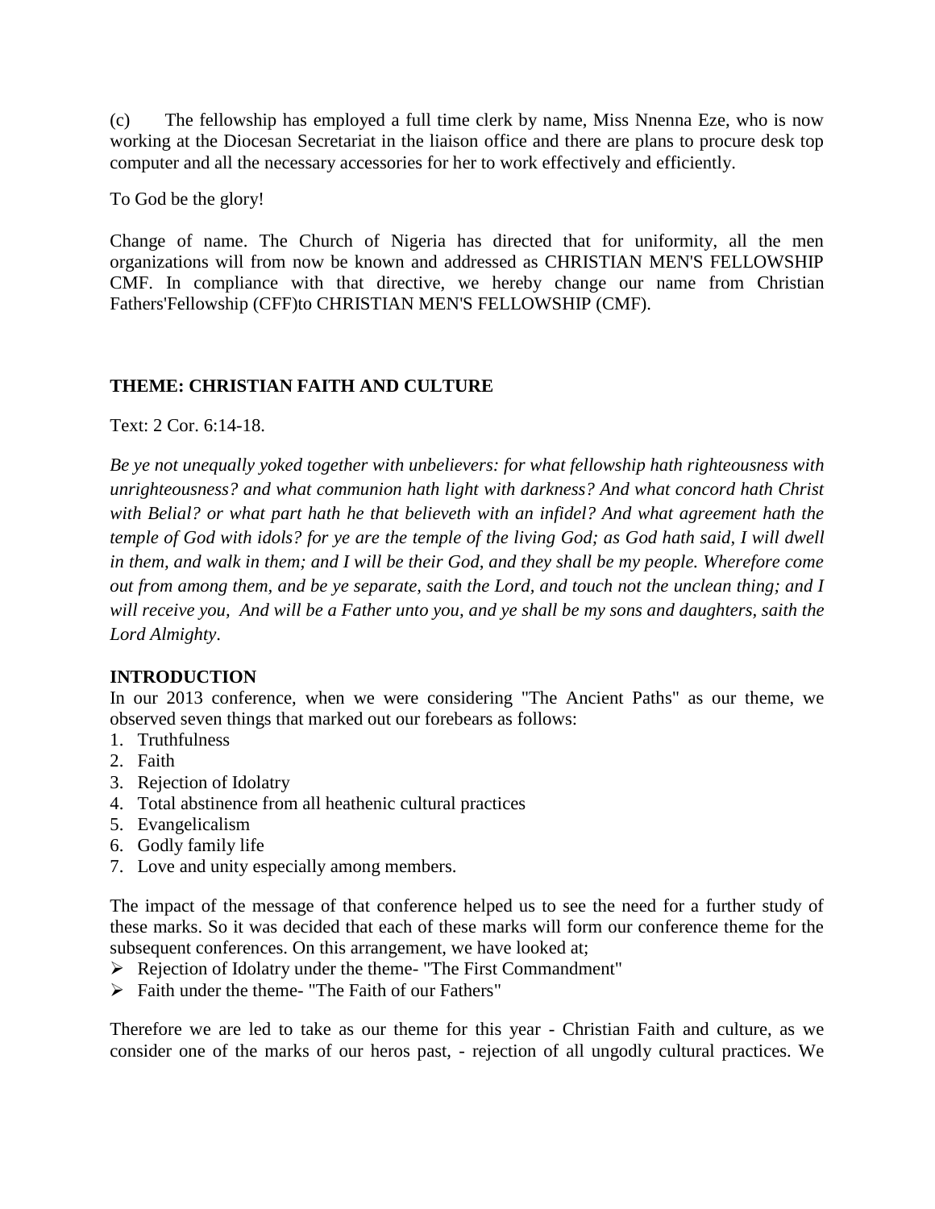(c) The fellowship has employed a full time clerk by name, Miss Nnenna Eze, who is now working at the Diocesan Secretariat in the liaison office and there are plans to procure desk top computer and all the necessary accessories for her to work effectively and efficiently.

To God be the glory!

Change of name. The Church of Nigeria has directed that for uniformity, all the men organizations will from now be known and addressed as CHRISTIAN MEN'S FELLOWSHIP CMF. In compliance with that directive, we hereby change our name from Christian Fathers'Fellowship (CFF)to CHRISTIAN MEN'S FELLOWSHIP (CMF).

**THEME: CHRISTIAN FAITH AND CULTURE**

Text: 2 Cor. 6:14-18.

*Be ye not unequally yoked together with unbelievers: for what fellowship hath righteousness with unrighteousness? and what communion hath light with darkness? And what concord hath Christ with Belial? or what part hath he that believeth with an infidel? And what agreement hath the temple of God with idols? for ye are the temple of the living God; as God hath said, I will dwell in them, and walk in them; and I will be their God, and they shall be my people. Wherefore come out from among them, and be ye separate, saith the Lord, and touch not the unclean thing; and I will receive you, And will be a Father unto you, and ye shall be my sons and daughters, saith the Lord Almighty.*

**INTRODUCTION**

In our 2013 conference, when we were considering "The Ancient Paths" as our theme, we observed seven things that marked out our forebears as follows:

1. Truthfulness
2. Faith
3. Rejection of Idolatry
4. Total abstinence from all heathenic cultural practices
5. Evangelicalism
6. Godly family life
7. Love and unity especially among members.

The impact of the message of that conference helped us to see the need for a further study of these marks. So it was decided that each of these marks will form our conference theme for the subsequent conferences. On this arrangement, we have looked at;

- Rejection of Idolatry under the theme- "The First Commandment"
- Faith under the theme- "The Faith of our Fathers"

Therefore we are led to take as our theme for this year - Christian Faith and culture, as we consider one of the marks of our heros past, - rejection of all ungodly cultural practices. We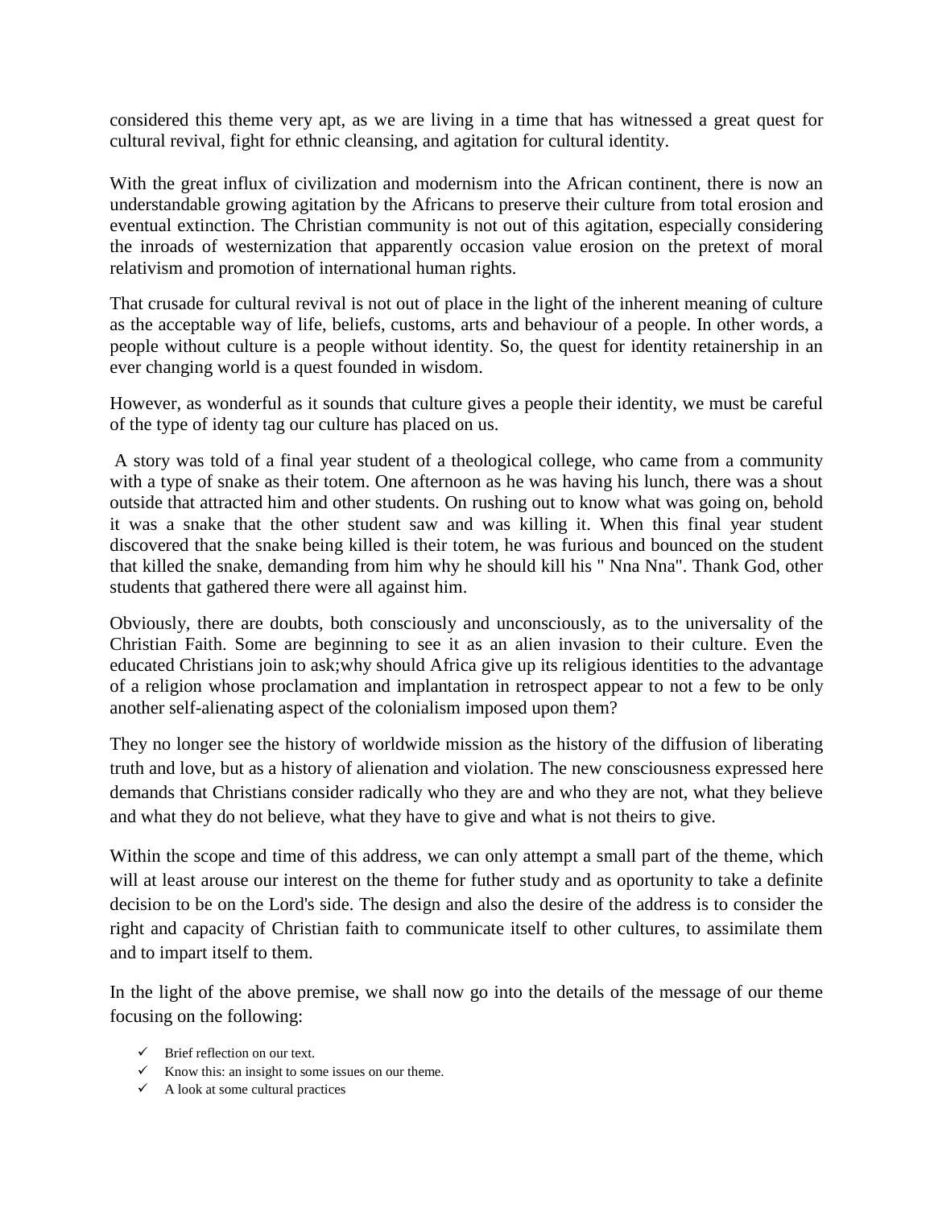considered this theme very apt, as we are living in a time that has witnessed a great quest for cultural revival, fight for ethnic cleansing, and agitation for cultural identity.

With the great influx of civilization and modernism into the African continent, there is now an understandable growing agitation by the Africans to preserve their culture from total erosion and eventual extinction. The Christian community is not out of this agitation, especially considering the inroads of westernization that apparently occasion value erosion on the pretext of moral relativism and promotion of international human rights.

That crusade for cultural revival is not out of place in the light of the inherent meaning of culture as the acceptable way of life, beliefs, customs, arts and behaviour of a people. In other words, a people without culture is a people without identity. So, the quest for identity retainership in an ever changing world is a quest founded in wisdom.

However, as wonderful as it sounds that culture gives a people their identity, we must be careful of the type of identy tag our culture has placed on us.

A story was told of a final year student of a theological college, who came from a community with a type of snake as their totem. One afternoon as he was having his lunch, there was a shout outside that attracted him and other students. On rushing out to know what was going on, behold it was a snake that the other student saw and was killing it. When this final year student discovered that the snake being killed is their totem, he was furious and bounced on the student that killed the snake, demanding from him why he should kill his " Nna Nna". Thank God, other students that gathered there were all against him.

Obviously, there are doubts, both consciously and unconsciously, as to the universality of the Christian Faith. Some are beginning to see it as an alien invasion to their culture. Even the educated Christians join to ask;why should Africa give up its religious identities to the advantage of a religion whose proclamation and implantation in retrospect appear to not a few to be only another self-alienating aspect of the colonialism imposed upon them?

They no longer see the history of worldwide mission as the history of the diffusion of liberating truth and love, but as a history of alienation and violation. The new consciousness expressed here demands that Christians consider radically who they are and who they are not, what they believe and what they do not believe, what they have to give and what is not theirs to give.

Within the scope and time of this address, we can only attempt a small part of the theme, which will at least arouse our interest on the theme for futher study and as oportunity to take a definite decision to be on the Lord's side. The design and also the desire of the address is to consider the right and capacity of Christian faith to communicate itself to other cultures, to assimilate them and to impart itself to them.

In the light of the above premise, we shall now go into the details of the message of our theme focusing on the following:

- ✓ Brief reflection on our text.
- ✓ Know this: an insight to some issues on our theme.
- ✓ A look at some cultural practices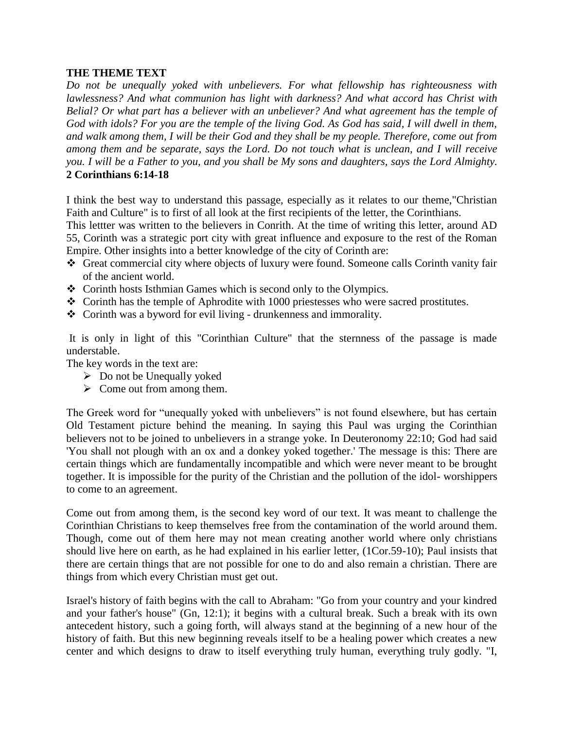**THE THEME TEXT**

*Do not be unequally yoked with unbelievers. For what fellowship has righteousness with lawlessness? And what communion has light with darkness? And what accord has Christ with Belial? Or what part has a believer with an unbeliever? And what agreement has the temple of God with idols? For you are the temple of the living God. As God has said, I will dwell in them, and walk among them, I will be their God and they shall be my people. Therefore, come out from among them and be separate, says the Lord. Do not touch what is unclean, and I will receive you. I will be a Father to you, and you shall be My sons and daughters, says the Lord Almighty.*
**2 Corinthians 6:14-18**

I think the best way to understand this passage, especially as it relates to our theme,"Christian Faith and Culture" is to first of all look at the first recipients of the letter, the Corinthians.
This lettter was written to the believers in Conrith. At the time of writing this letter, around AD 55, Corinth was a strategic port city with great influence and exposure to the rest of the Roman Empire. Other insights into a better knowledge of the city of Corinth are:

- Great commercial city where objects of luxury were found. Someone calls Corinth vanity fair of the ancient world.
- Corinth hosts Isthmian Games which is second only to the Olympics.
- Corinth has the temple of Aphrodite with 1000 priestesses who were sacred prostitutes.
- Corinth was a byword for evil living - drunkenness and immorality.

It is only in light of this "Corinthian Culture" that the sternness of the passage is made understable.
The key words in the text are:

- Do not be Unequally yoked
- Come out from among them.

The Greek word for "unequally yoked with unbelievers" is not found elsewhere, but has certain Old Testament picture behind the meaning. In saying this Paul was urging the Corinthian believers not to be joined to unbelievers in a strange yoke. In Deuteronomy 22:10; God had said 'You shall not plough with an ox and a donkey yoked together.' The message is this: There are certain things which are fundamentally incompatible and which were never meant to be brought together. It is impossible for the purity of the Christian and the pollution of the idol- worshippers to come to an agreement.

Come out from among them, is the second key word of our text. It was meant to challenge the Corinthian Christians to keep themselves free from the contamination of the world around them. Though, come out of them here may not mean creating another world where only christians should live here on earth, as he had explained in his earlier letter, (1Cor.59-10); Paul insists that there are certain things that are not possible for one to do and also remain a christian. There are things from which every Christian must get out.

Israel's history of faith begins with the call to Abraham: "Go from your country and your kindred and your father's house" (Gn, 12:1); it begins with a cultural break. Such a break with its own antecedent history, such a going forth, will always stand at the beginning of a new hour of the history of faith. But this new beginning reveals itself to be a healing power which creates a new center and which designs to draw to itself everything truly human, everything truly godly. "I,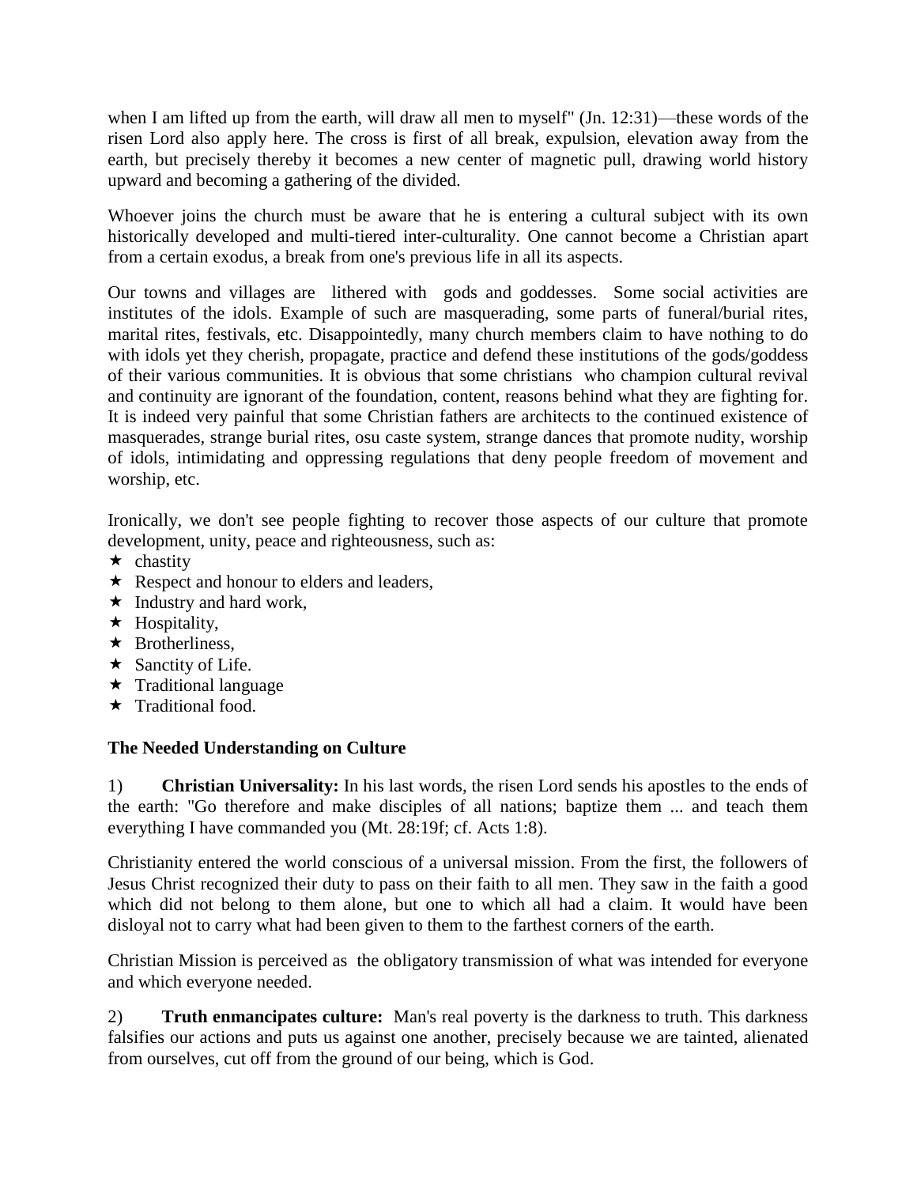when I am lifted up from the earth, will draw all men to myself" (Jn. 12:31)—these words of the risen Lord also apply here. The cross is first of all break, expulsion, elevation away from the earth, but precisely thereby it becomes a new center of magnetic pull, drawing world history upward and becoming a gathering of the divided.

Whoever joins the church must be aware that he is entering a cultural subject with its own historically developed and multi-tiered inter-culturality. One cannot become a Christian apart from a certain exodus, a break from one's previous life in all its aspects.

Our towns and villages are lithered with gods and goddesses. Some social activities are institutes of the idols. Example of such are masquerading, some parts of funeral/burial rites, marital rites, festivals, etc. Disappointedly, many church members claim to have nothing to do with idols yet they cherish, propagate, practice and defend these institutions of the gods/goddess of their various communities. It is obvious that some christians who champion cultural revival and continuity are ignorant of the foundation, content, reasons behind what they are fighting for. It is indeed very painful that some Christian fathers are architects to the continued existence of masquerades, strange burial rites, osu caste system, strange dances that promote nudity, worship of idols, intimidating and oppressing regulations that deny people freedom of movement and worship, etc.

Ironically, we don't see people fighting to recover those aspects of our culture that promote development, unity, peace and righteousness, such as:

- chastity
- Respect and honour to elders and leaders,
- Industry and hard work,
- Hospitality,
- Brotherliness,
- Sanctity of Life.
- Traditional language
- Traditional food.

### The Needed Understanding on Culture

1) **Christian Universality:** In his last words, the risen Lord sends his apostles to the ends of the earth: "Go therefore and make disciples of all nations; baptize them ... and teach them everything I have commanded you (Mt. 28:19f; cf. Acts 1:8).

Christianity entered the world conscious of a universal mission. From the first, the followers of Jesus Christ recognized their duty to pass on their faith to all men. They saw in the faith a good which did not belong to them alone, but one to which all had a claim. It would have been disloyal not to carry what had been given to them to the farthest corners of the earth.

Christian Mission is perceived as the obligatory transmission of what was intended for everyone and which everyone needed.

2) **Truth enmancipates culture:** Man's real poverty is the darkness to truth. This darkness falsifies our actions and puts us against one another, precisely because we are tainted, alienated from ourselves, cut off from the ground of our being, which is God.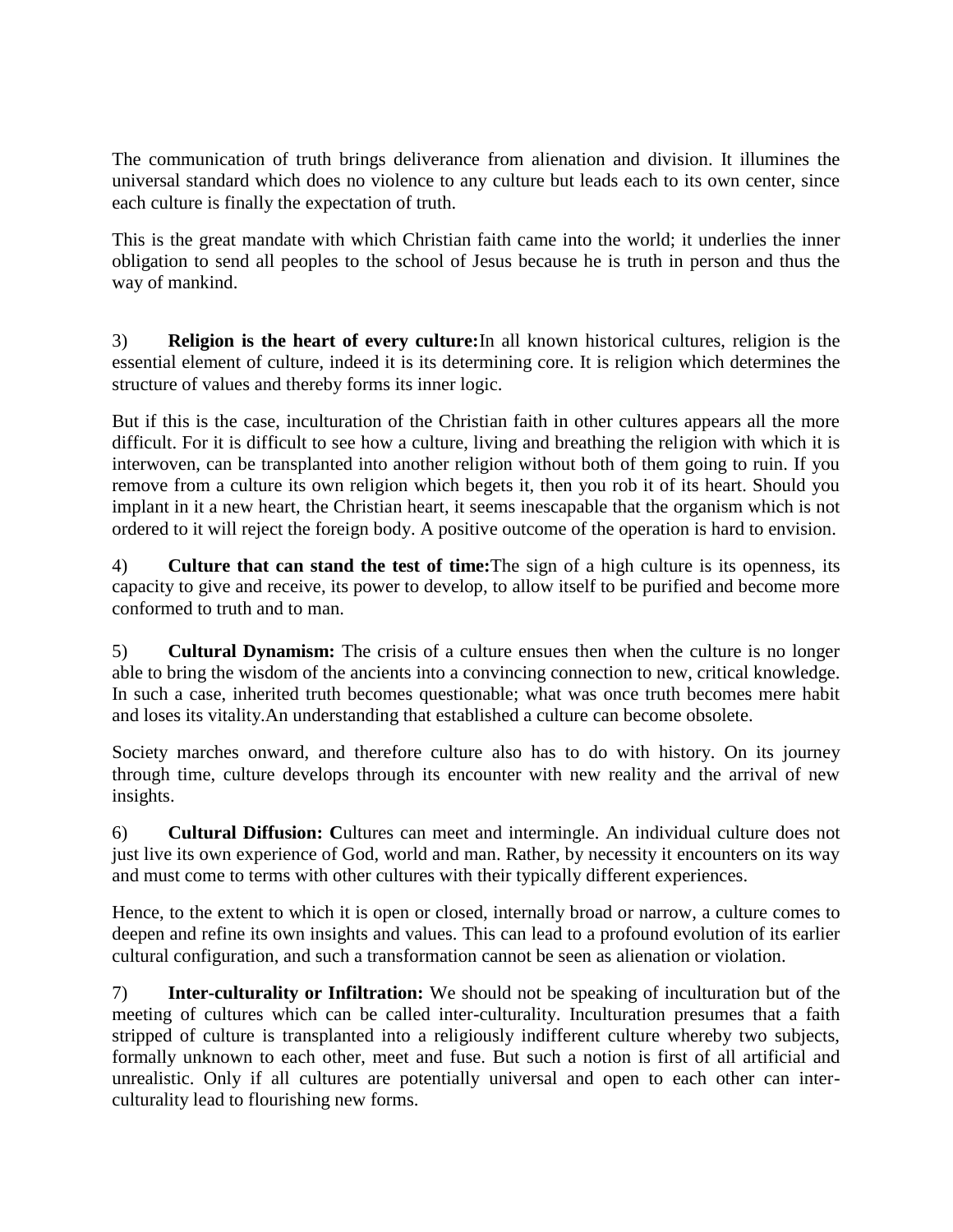The communication of truth brings deliverance from alienation and division. It illumines the universal standard which does no violence to any culture but leads each to its own center, since each culture is finally the expectation of truth.

This is the great mandate with which Christian faith came into the world; it underlies the inner obligation to send all peoples to the school of Jesus because he is truth in person and thus the way of mankind.

3) **Religion is the heart of every culture:**In all known historical cultures, religion is the essential element of culture, indeed it is its determining core. It is religion which determines the structure of values and thereby forms its inner logic.

But if this is the case, inculturation of the Christian faith in other cultures appears all the more difficult. For it is difficult to see how a culture, living and breathing the religion with which it is interwoven, can be transplanted into another religion without both of them going to ruin. If you remove from a culture its own religion which begets it, then you rob it of its heart. Should you implant in it a new heart, the Christian heart, it seems inescapable that the organism which is not ordered to it will reject the foreign body. A positive outcome of the operation is hard to envision.

4) **Culture that can stand the test of time:**The sign of a high culture is its openness, its capacity to give and receive, its power to develop, to allow itself to be purified and become more conformed to truth and to man.

5) **Cultural Dynamism:** The crisis of a culture ensues then when the culture is no longer able to bring the wisdom of the ancients into a convincing connection to new, critical knowledge. In such a case, inherited truth becomes questionable; what was once truth becomes mere habit and loses its vitality.An understanding that established a culture can become obsolete.

Society marches onward, and therefore culture also has to do with history. On its journey through time, culture develops through its encounter with new reality and the arrival of new insights.

6) **Cultural Diffusion: C**ultures can meet and intermingle. An individual culture does not just live its own experience of God, world and man. Rather, by necessity it encounters on its way and must come to terms with other cultures with their typically different experiences.

Hence, to the extent to which it is open or closed, internally broad or narrow, a culture comes to deepen and refine its own insights and values. This can lead to a profound evolution of its earlier cultural configuration, and such a transformation cannot be seen as alienation or violation.

7) **Inter-culturality or Infiltration:** We should not be speaking of inculturation but of the meeting of cultures which can be called inter-culturality. Inculturation presumes that a faith stripped of culture is transplanted into a religiously indifferent culture whereby two subjects, formally unknown to each other, meet and fuse. But such a notion is first of all artificial and unrealistic. Only if all cultures are potentially universal and open to each other can inter-culturality lead to flourishing new forms.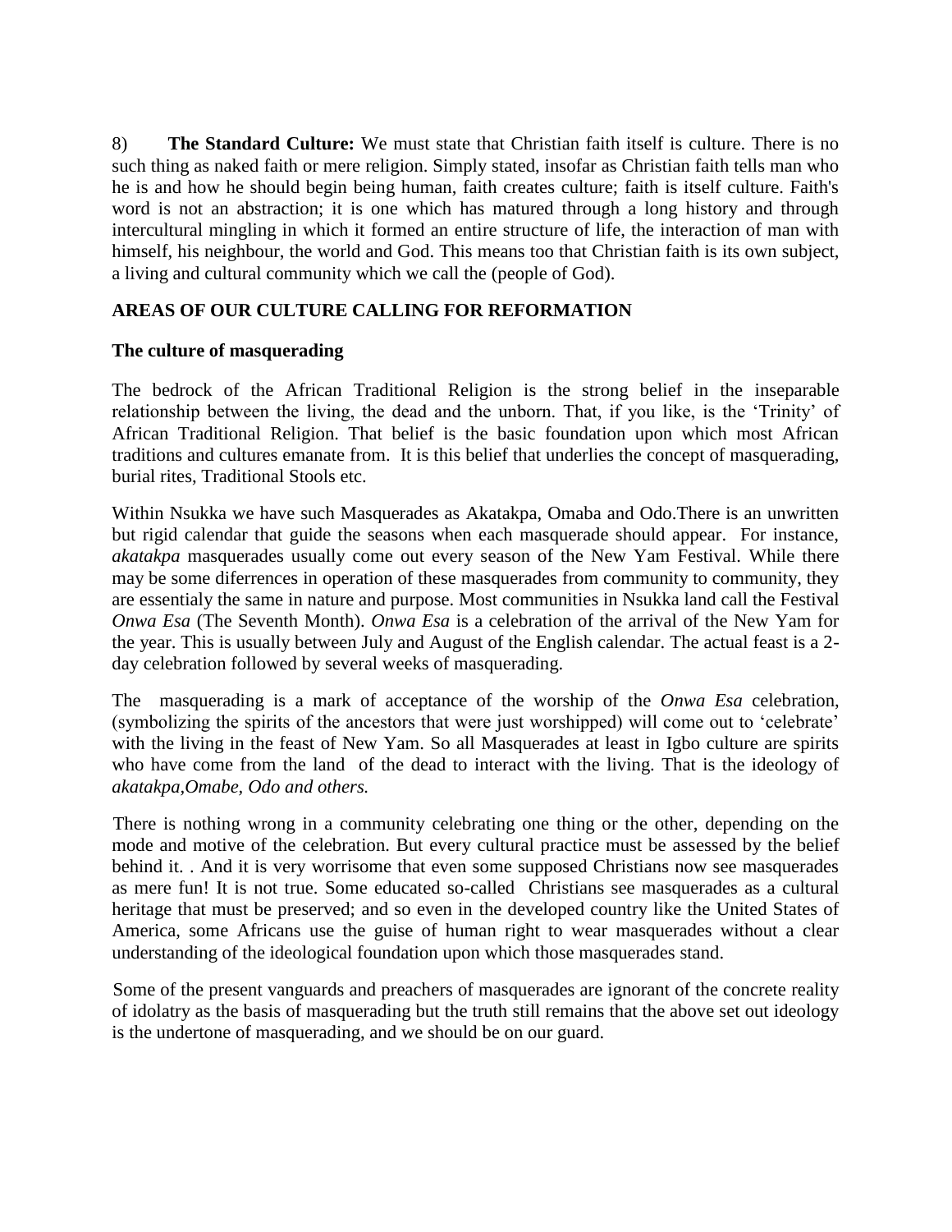8) **The Standard Culture:** We must state that Christian faith itself is culture. There is no such thing as naked faith or mere religion. Simply stated, insofar as Christian faith tells man who he is and how he should begin being human, faith creates culture; faith is itself culture. Faith's word is not an abstraction; it is one which has matured through a long history and through intercultural mingling in which it formed an entire structure of life, the interaction of man with himself, his neighbour, the world and God. This means too that Christian faith is its own subject, a living and cultural community which we call the (people of God).

## AREAS OF OUR CULTURE CALLING FOR REFORMATION

### The culture of masquerading

The bedrock of the African Traditional Religion is the strong belief in the inseparable relationship between the living, the dead and the unborn. That, if you like, is the 'Trinity' of African Traditional Religion. That belief is the basic foundation upon which most African traditions and cultures emanate from. It is this belief that underlies the concept of masquerading, burial rites, Traditional Stools etc.

Within Nsukka we have such Masquerades as Akatakpa, Omaba and Odo.There is an unwritten but rigid calendar that guide the seasons when each masquerade should appear. For instance, *akatakpa* masquerades usually come out every season of the New Yam Festival. While there may be some diferrences in operation of these masquerades from community to community, they are essentialy the same in nature and purpose. Most communities in Nsukka land call the Festival *Onwa Esa* (The Seventh Month). *Onwa Esa* is a celebration of the arrival of the New Yam for the year. This is usually between July and August of the English calendar. The actual feast is a 2-day celebration followed by several weeks of masquerading.

The masquerading is a mark of acceptance of the worship of the *Onwa Esa* celebration, (symbolizing the spirits of the ancestors that were just worshipped) will come out to 'celebrate' with the living in the feast of New Yam. So all Masquerades at least in Igbo culture are spirits who have come from the land of the dead to interact with the living. That is the ideology of *akatakpa,Omabe, Odo and others.*

There is nothing wrong in a community celebrating one thing or the other, depending on the mode and motive of the celebration. But every cultural practice must be assessed by the belief behind it. . And it is very worrisome that even some supposed Christians now see masquerades as mere fun! It is not true. Some educated so-called Christians see masquerades as a cultural heritage that must be preserved; and so even in the developed country like the United States of America, some Africans use the guise of human right to wear masquerades without a clear understanding of the ideological foundation upon which those masquerades stand.

Some of the present vanguards and preachers of masquerades are ignorant of the concrete reality of idolatry as the basis of masquerading but the truth still remains that the above set out ideology is the undertone of masquerading, and we should be on our guard.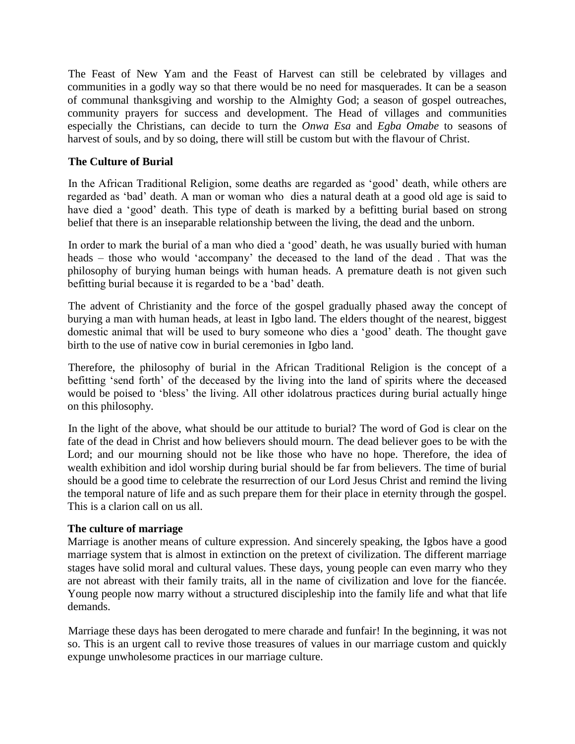The Feast of New Yam and the Feast of Harvest can still be celebrated by villages and communities in a godly way so that there would be no need for masquerades. It can be a season of communal thanksgiving and worship to the Almighty God; a season of gospel outreaches, community prayers for success and development. The Head of villages and communities especially the Christians, can decide to turn the *Onwa Esa* and *Egba Omabe* to seasons of harvest of souls, and by so doing, there will still be custom but with the flavour of Christ.

**The Culture of Burial**

In the African Traditional Religion, some deaths are regarded as 'good' death, while others are regarded as 'bad' death. A man or woman who dies a natural death at a good old age is said to have died a 'good' death. This type of death is marked by a befitting burial based on strong belief that there is an inseparable relationship between the living, the dead and the unborn.

In order to mark the burial of a man who died a 'good' death, he was usually buried with human heads – those who would 'accompany' the deceased to the land of the dead . That was the philosophy of burying human beings with human heads. A premature death is not given such befitting burial because it is regarded to be a 'bad' death.

The advent of Christianity and the force of the gospel gradually phased away the concept of burying a man with human heads, at least in Igbo land. The elders thought of the nearest, biggest domestic animal that will be used to bury someone who dies a 'good' death. The thought gave birth to the use of native cow in burial ceremonies in Igbo land.

Therefore, the philosophy of burial in the African Traditional Religion is the concept of a befitting 'send forth' of the deceased by the living into the land of spirits where the deceased would be poised to 'bless' the living. All other idolatrous practices during burial actually hinge on this philosophy.

In the light of the above, what should be our attitude to burial? The word of God is clear on the fate of the dead in Christ and how believers should mourn. The dead believer goes to be with the Lord; and our mourning should not be like those who have no hope. Therefore, the idea of wealth exhibition and idol worship during burial should be far from believers. The time of burial should be a good time to celebrate the resurrection of our Lord Jesus Christ and remind the living the temporal nature of life and as such prepare them for their place in eternity through the gospel. This is a clarion call on us all.

**The culture of marriage**

Marriage is another means of culture expression. And sincerely speaking, the Igbos have a good marriage system that is almost in extinction on the pretext of civilization. The different marriage stages have solid moral and cultural values. These days, young people can even marry who they are not abreast with their family traits, all in the name of civilization and love for the fiancée. Young people now marry without a structured discipleship into the family life and what that life demands.

Marriage these days has been derogated to mere charade and funfair! In the beginning, it was not so. This is an urgent call to revive those treasures of values in our marriage custom and quickly expunge unwholesome practices in our marriage culture.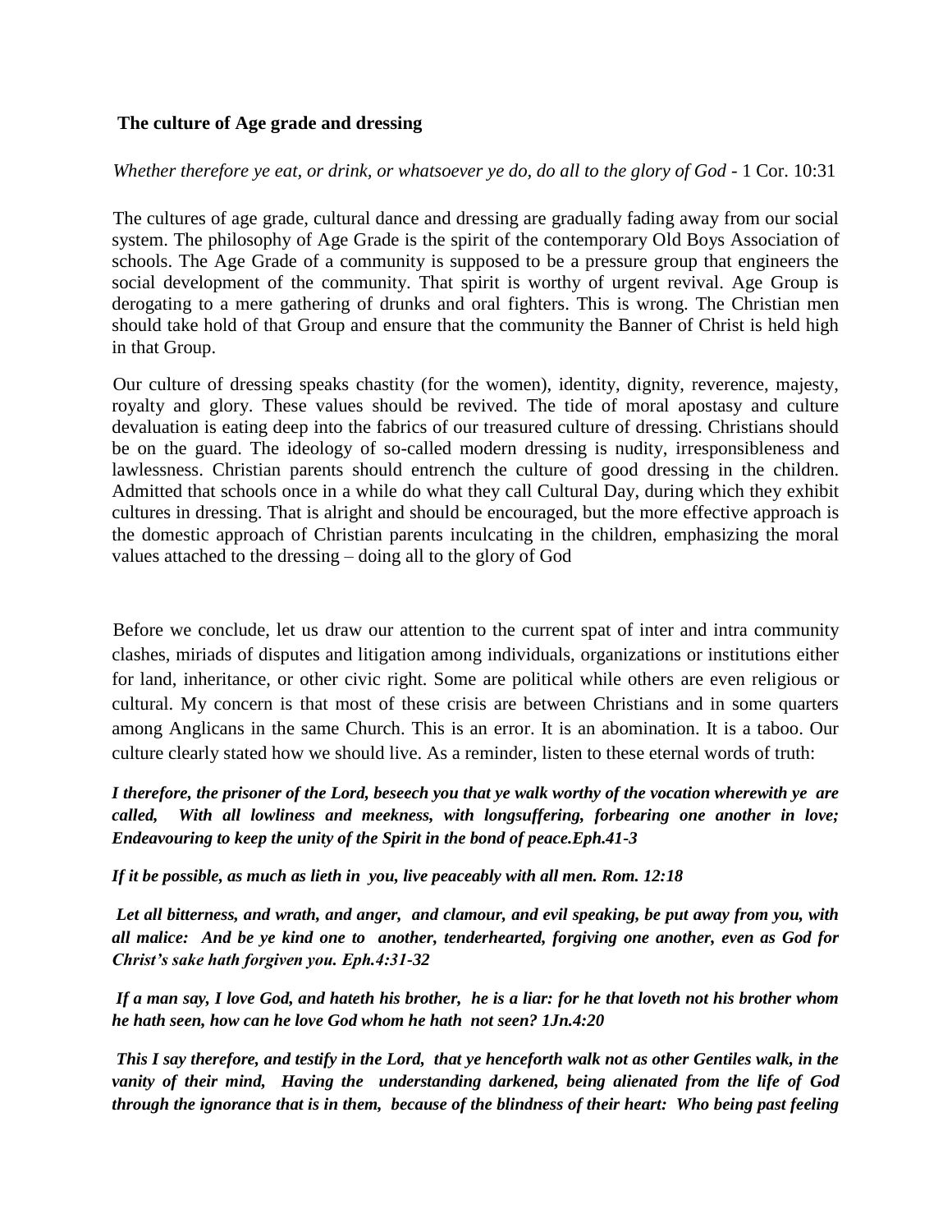**The culture of Age grade and dressing**

*Whether therefore ye eat, or drink, or whatsoever ye do, do all to the glory of God* - 1 Cor. 10:31

The cultures of age grade, cultural dance and dressing are gradually fading away from our social system. The philosophy of Age Grade is the spirit of the contemporary Old Boys Association of schools. The Age Grade of a community is supposed to be a pressure group that engineers the social development of the community. That spirit is worthy of urgent revival. Age Group is derogating to a mere gathering of drunks and oral fighters. This is wrong. The Christian men should take hold of that Group and ensure that the community the Banner of Christ is held high in that Group.

Our culture of dressing speaks chastity (for the women), identity, dignity, reverence, majesty, royalty and glory. These values should be revived. The tide of moral apostasy and culture devaluation is eating deep into the fabrics of our treasured culture of dressing. Christians should be on the guard. The ideology of so-called modern dressing is nudity, irresponsibleness and lawlessness. Christian parents should entrench the culture of good dressing in the children. Admitted that schools once in a while do what they call Cultural Day, during which they exhibit cultures in dressing. That is alright and should be encouraged, but the more effective approach is the domestic approach of Christian parents inculcating in the children, emphasizing the moral values attached to the dressing – doing all to the glory of God

Before we conclude, let us draw our attention to the current spat of inter and intra community clashes, miriads of disputes and litigation among individuals, organizations or institutions either for land, inheritance, or other civic right. Some are political while others are even religious or cultural. My concern is that most of these crisis are between Christians and in some quarters among Anglicans in the same Church. This is an error. It is an abomination. It is a taboo. Our culture clearly stated how we should live. As a reminder, listen to these eternal words of truth:

***I therefore, the prisoner of the Lord, beseech you that ye walk worthy of the vocation wherewith ye are called, With all lowliness and meekness, with longsuffering, forbearing one another in love; Endeavouring to keep the unity of the Spirit in the bond of peace.Eph.41-3***

***If it be possible, as much as lieth in you, live peaceably with all men. Rom. 12:18***

***Let all bitterness, and wrath, and anger, and clamour, and evil speaking, be put away from you, with all malice: And be ye kind one to another, tenderhearted, forgiving one another, even as God for Christ's sake hath forgiven you. Eph.4:31-32***

***If a man say, I love God, and hateth his brother, he is a liar: for he that loveth not his brother whom he hath seen, how can he love God whom he hath not seen? 1Jn.4:20***

***This I say therefore, and testify in the Lord, that ye henceforth walk not as other Gentiles walk, in the vanity of their mind, Having the understanding darkened, being alienated from the life of God through the ignorance that is in them, because of the blindness of their heart: Who being past feeling***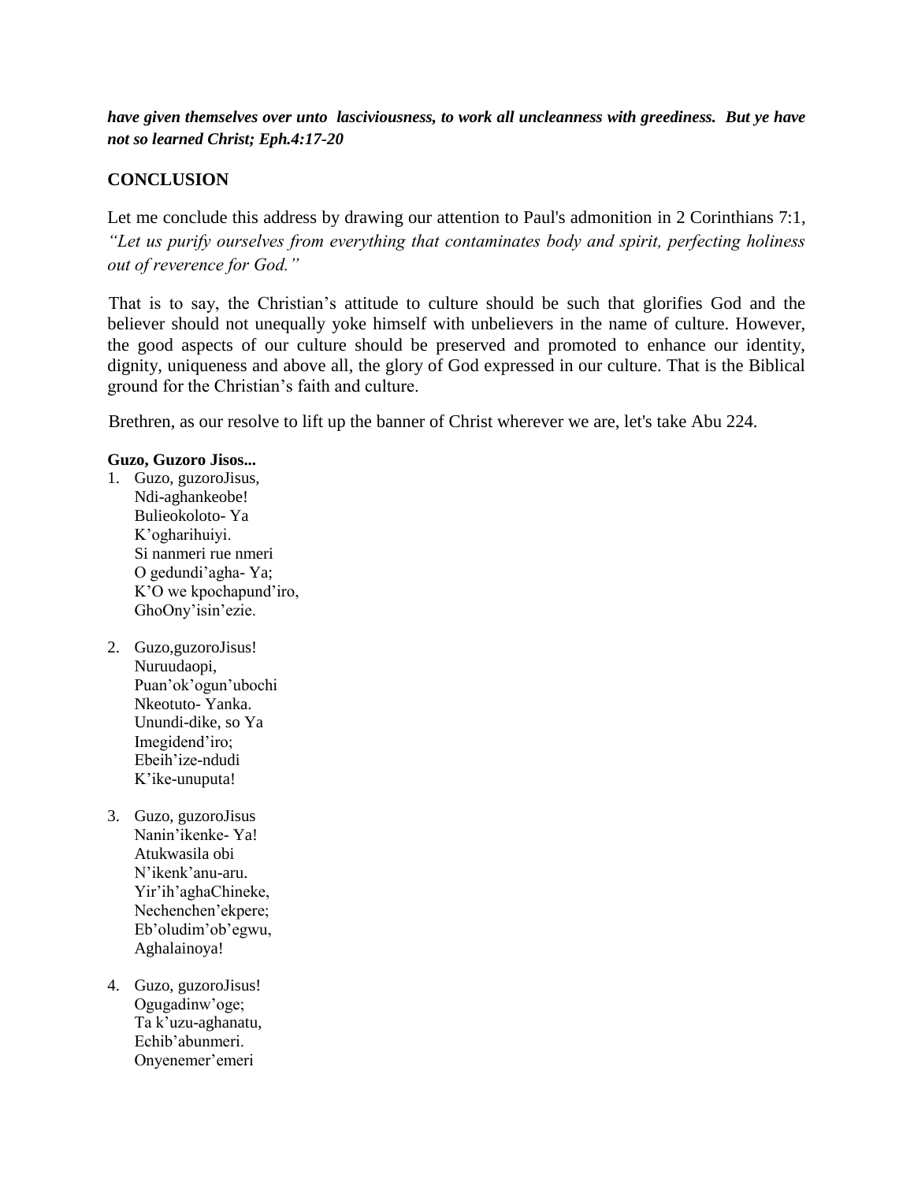***have given themselves over unto lasciviousness, to work all uncleanness with greediness. But ye have not so learned Christ; Eph.4:17-20***

## CONCLUSION

Let me conclude this address by drawing our attention to Paul's admonition in 2 Corinthians 7:1, *"Let us purify ourselves from everything that contaminates body and spirit, perfecting holiness out of reverence for God."*

That is to say, the Christian's attitude to culture should be such that glorifies God and the believer should not unequally yoke himself with unbelievers in the name of culture. However, the good aspects of our culture should be preserved and promoted to enhance our identity, dignity, uniqueness and above all, the glory of God expressed in our culture. That is the Biblical ground for the Christian's faith and culture.

Brethren, as our resolve to lift up the banner of Christ wherever we are, let's take Abu 224.

**Guzo, Guzoro Jisos...**

1. Guzo, guzoroJisus,  
   Ndi-aghankeobe!  
   Bulieokoloto- Ya  
   K'ogharihuiyi.  
   Si nanmeri rue nmeri  
   O gedundi'agha- Ya;  
   K'O we kpochapund'iro,  
   GhoOny'isin'ezie.

2. Guzo,guzoroJisus!  
   Nuruudaopi,  
   Puan'ok'ogun'ubochi  
   Nkeotuto- Yanka.  
   Unundi-dike, so Ya  
   Imegidend'iro;  
   Ebeih'ize-ndudi  
   K'ike-unuputa!

3. Guzo, guzoroJisus  
   Nanin'ikenke- Ya!  
   Atukwasila obi  
   N'ikenk'anu-aru.  
   Yir'ih'aghaChineke,  
   Nechenchen'ekpere;  
   Eb'oludim'ob'egwu,  
   Aghalainoya!

4. Guzo, guzoroJisus!  
   Ogugadinw'oge;  
   Ta k'uzu-aghanatu,  
   Echib'abunmeri.  
   Onyenemer'emeri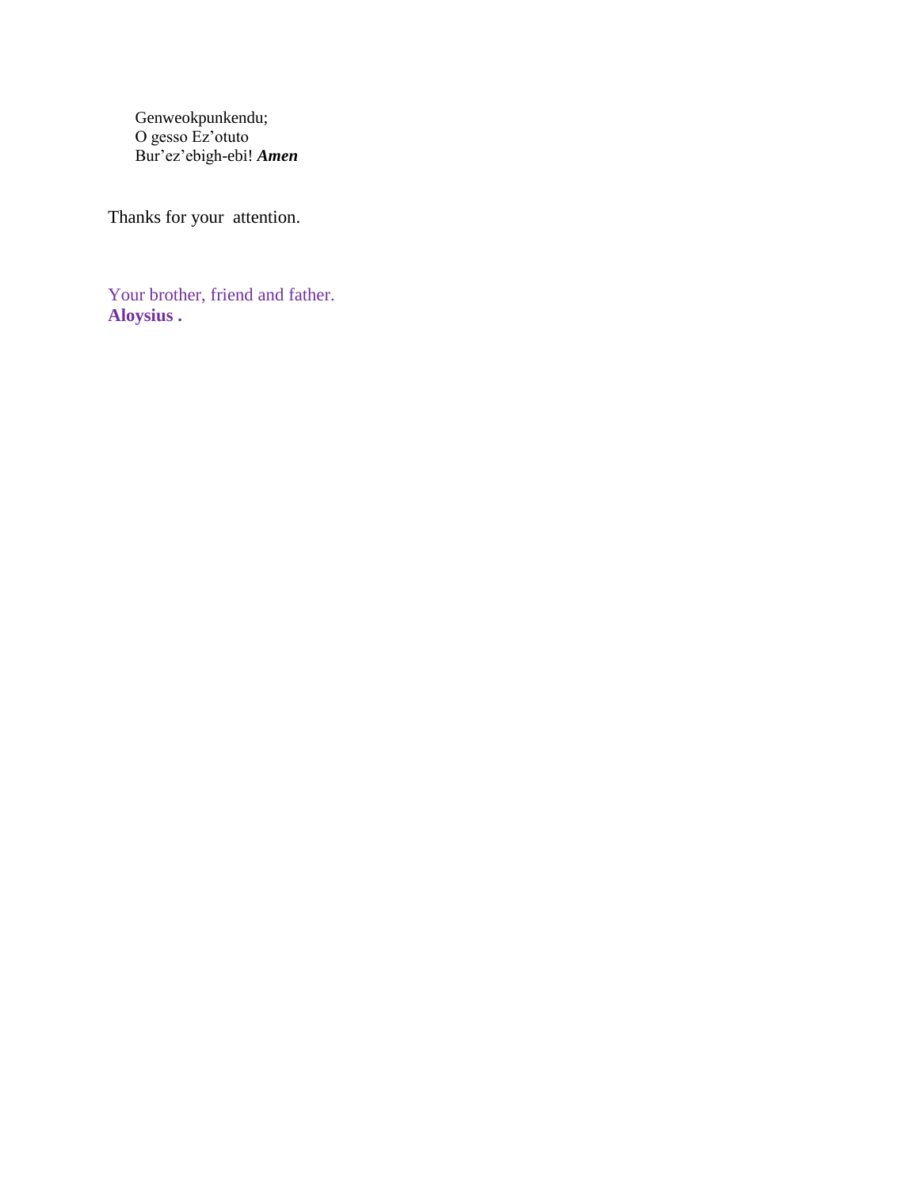Genweokpunkendu;
O gesso Ez'otuto
Bur'ez'ebigh-ebi! ***Amen***

Thanks for your attention.

Your brother, friend and father.
**Aloysius .**